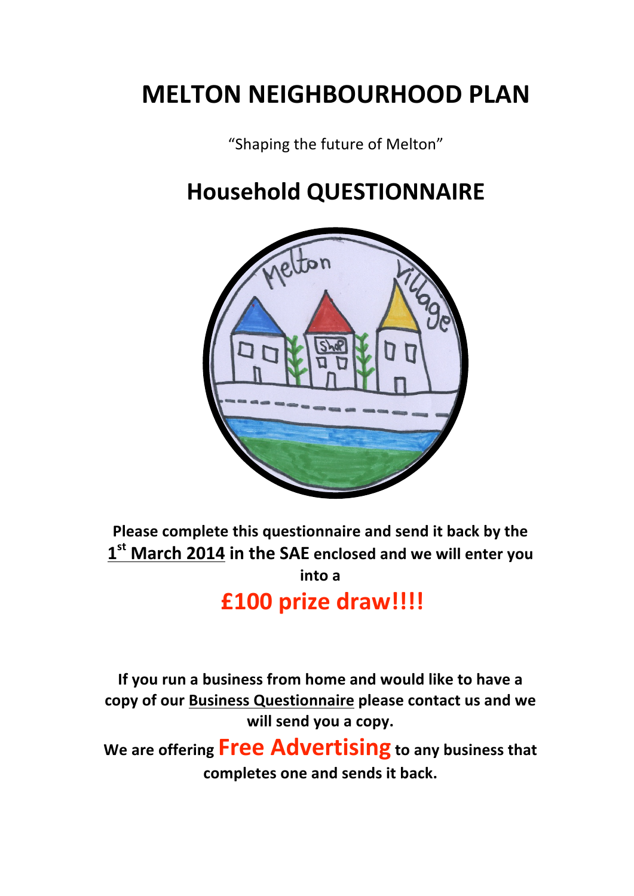# MELTON NEIGHBOURHOOD PLAN

"Shaping the future of Melton"

## Household QUESTIONNAIRE

**Please complete this questionnaire and send it back by the 1st March 2014 in the SAE enclosed and we will enter you into a**

## £100 prize draw!!!!

**If you run a business from home and would like to have a copy of our Business Questionnaire please contact us and we will send you a copy.**

**We are offering Free Advertising to any business that completes one and sends it back.**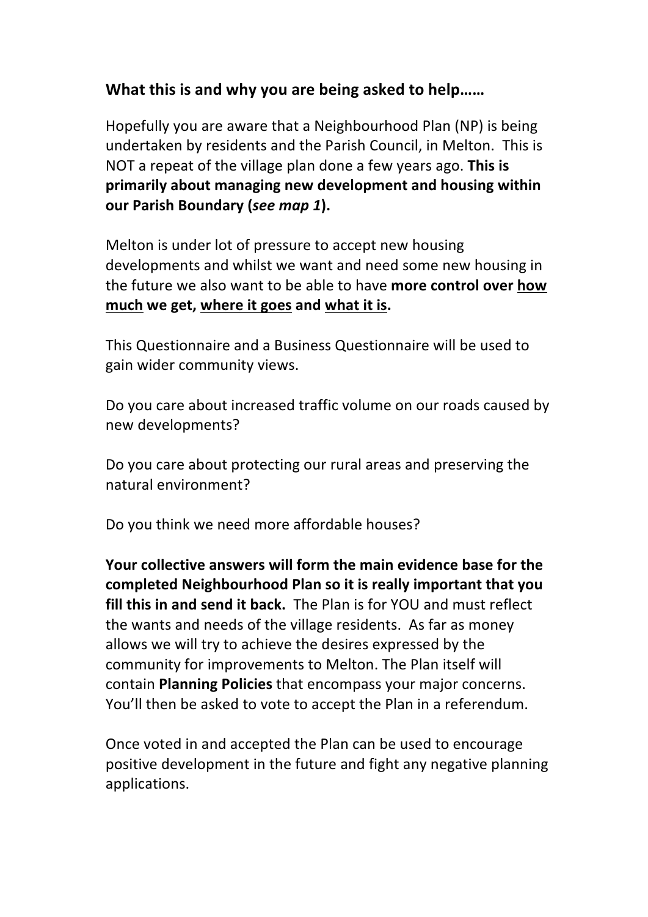## What this is and why you are being asked to help……

Hopefully you are aware that a Neighbourhood Plan (NP) is being undertaken by residents and the Parish Council, in Melton. This is NOT a repeat of the village plan done a few years ago. **This is primarily about managing new development and housing within our Parish Boundary (*see map 1*).**

Melton is under lot of pressure to accept new housing developments and whilst we want and need some new housing in the future we also want to be able to have **more control over <u>how much</u> we get, <u>where it goes</u> and <u>what it is</u>.**

This Questionnaire and a Business Questionnaire will be used to gain wider community views.

Do you care about increased traffic volume on our roads caused by new developments?

Do you care about protecting our rural areas and preserving the natural environment?

Do you think we need more affordable houses?

**Your collective answers will form the main evidence base for the completed Neighbourhood Plan so it is really important that you fill this in and send it back.** The Plan is for YOU and must reflect the wants and needs of the village residents. As far as money allows we will try to achieve the desires expressed by the community for improvements to Melton. The Plan itself will contain **Planning Policies** that encompass your major concerns. You'll then be asked to vote to accept the Plan in a referendum.

Once voted in and accepted the Plan can be used to encourage positive development in the future and fight any negative planning applications.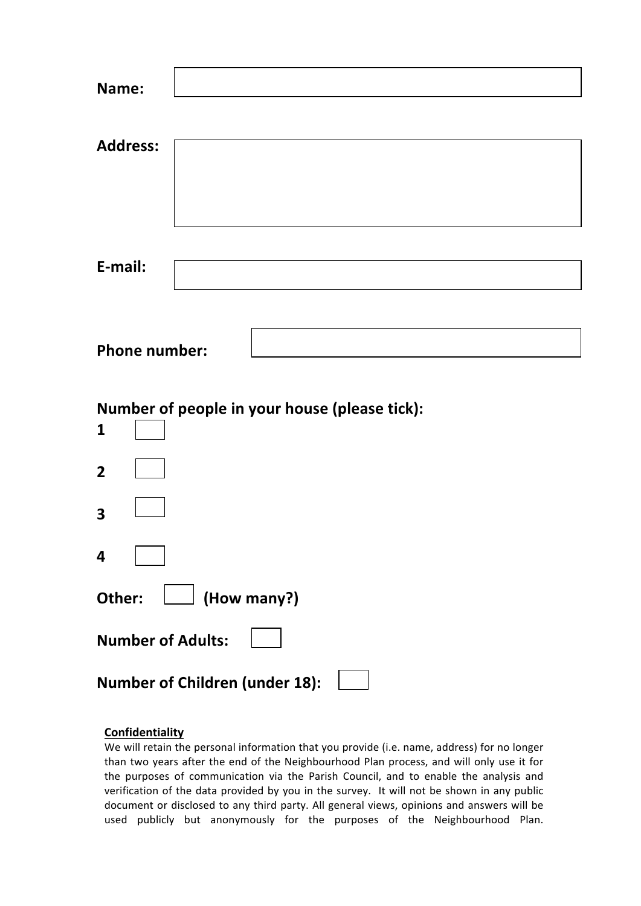**Name:**

**Address:**

**E-mail:**

**Phone number:**

## Number of people in your house (please tick):

**1** ☐

**2** ☐

**3** ☐

**4** ☐

**Other:** ☐ **(How many?)**

**Number of Adults:** ☐

**Number of Children (under 18):** ☐

**Confidentiality**

We will retain the personal information that you provide (i.e. name, address) for no longer than two years after the end of the Neighbourhood Plan process, and will only use it for the purposes of communication via the Parish Council, and to enable the analysis and verification of the data provided by you in the survey. It will not be shown in any public document or disclosed to any third party. All general views, opinions and answers will be used publicly but anonymously for the purposes of the Neighbourhood Plan.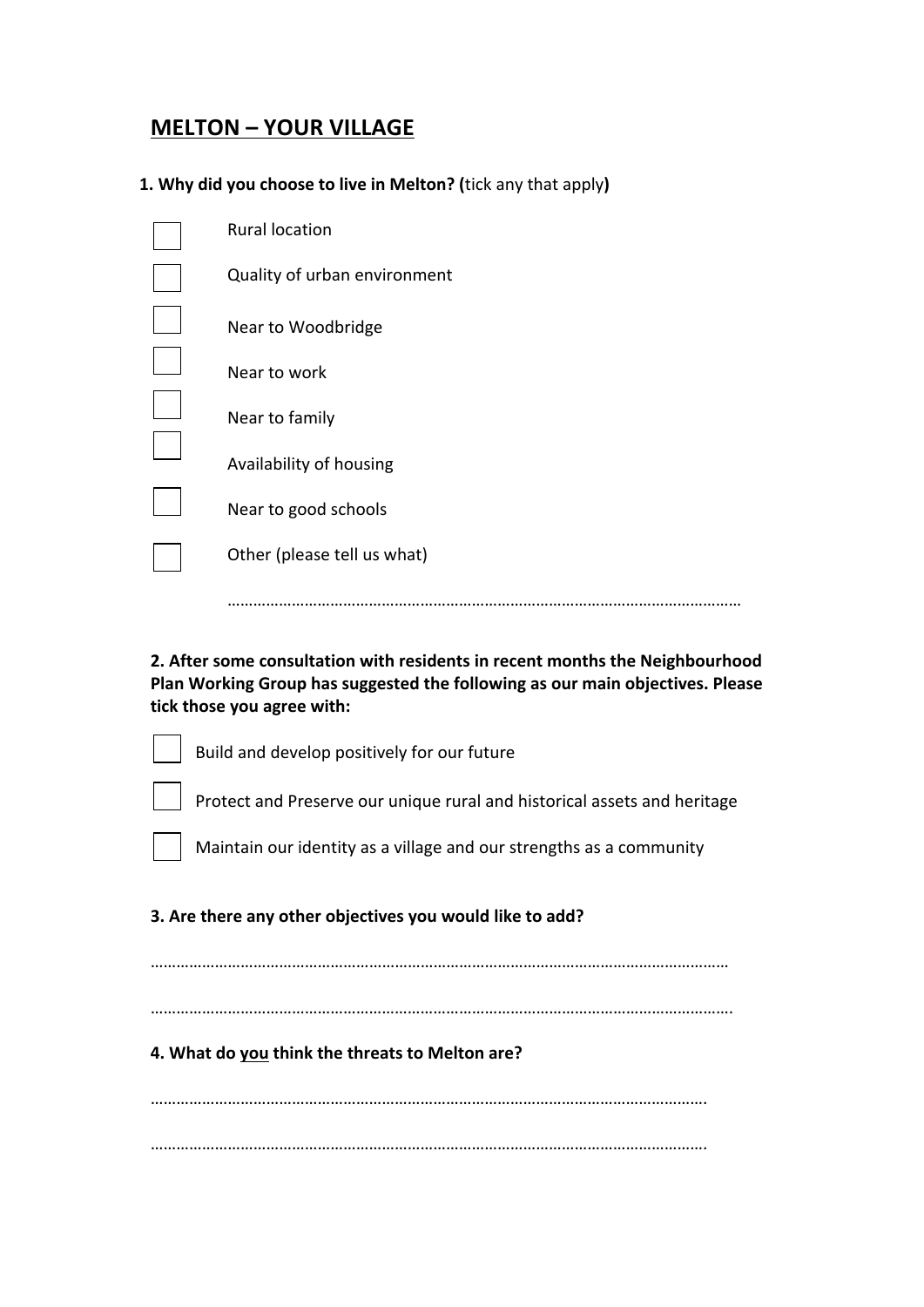# MELTON – YOUR VILLAGE

**1. Why did you choose to live in Melton?** (tick any that apply)

- [ ] Rural location
- [ ] Quality of urban environment
- [ ] Near to Woodbridge
- [ ] Near to work
- [ ] Near to family
- [ ] Availability of housing
- [ ] Near to good schools
- [ ] Other (please tell us what)

……………………………………………………………………………………………………………

**2. After some consultation with residents in recent months the Neighbourhood Plan Working Group has suggested the following as our main objectives. Please tick those you agree with:**

- [ ] Build and develop positively for our future
- [ ] Protect and Preserve our unique rural and historical assets and heritage
- [ ] Maintain our identity as a village and our strengths as a community

**3. Are there any other objectives you would like to add?**

……………………………………………………………………………………………………………………

…………………………………………………………………………………………………………………….

**4. What do <u>you</u> think the threats to Melton are?**

…………………………………………………………………………………………………………………..

…………………………………………………………………………………………………………………..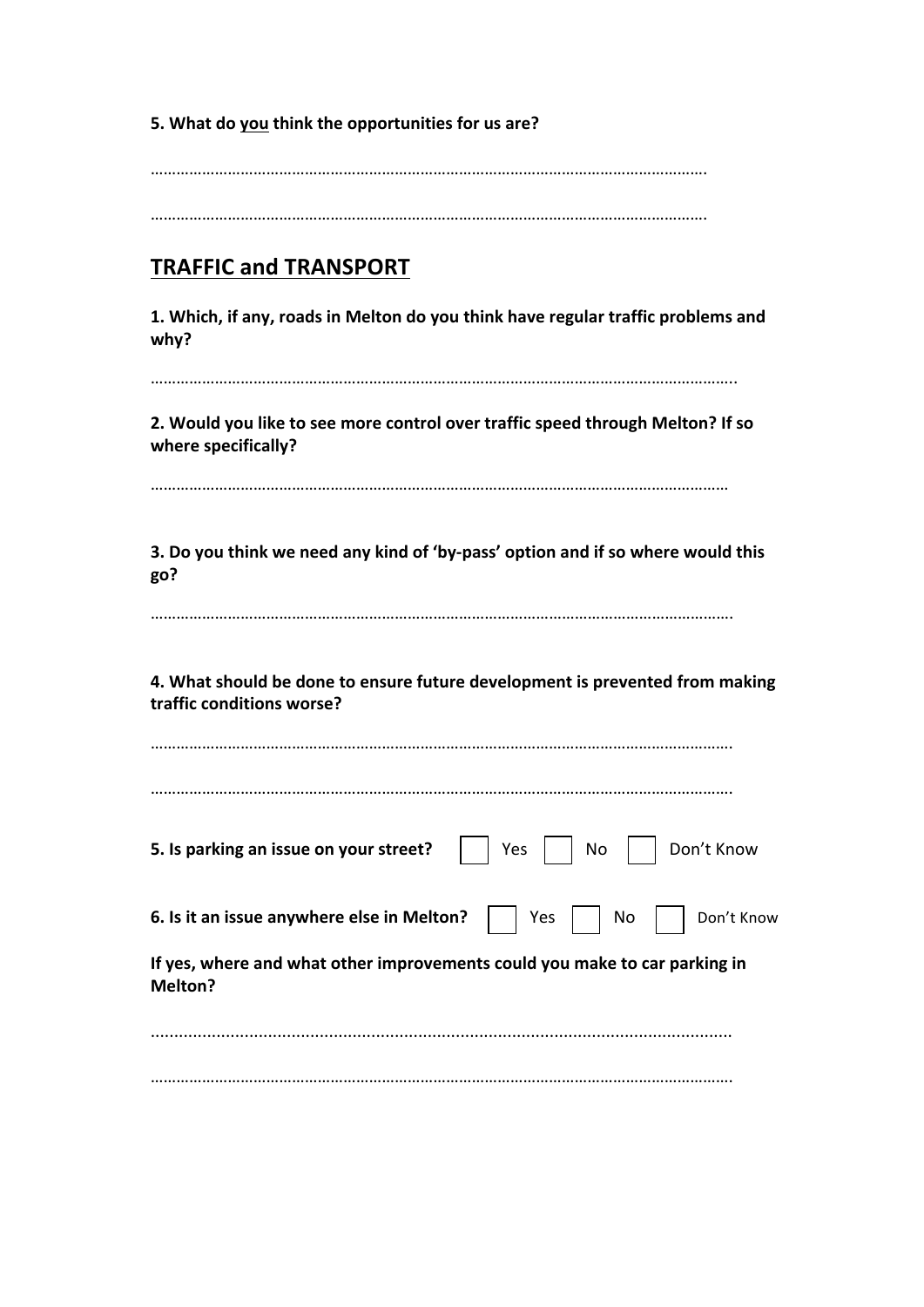**5. What do <u>you</u> think the opportunities for us are?**

…………………………………………………………………………………………………………………….

…………………………………………………………………………………………………………………….

## TRAFFIC and TRANSPORT

**1. Which, if any, roads in Melton do you think have regular traffic problems and why?**

…………………………………………………………………………………………………………………………..

**2. Would you like to see more control over traffic speed through Melton? If so where specifically?**

…………………………………………………………………………………………………………………………

**3. Do you think we need any kind of 'by-pass' option and if so where would this go?**

………………………………………………………………………………………………………………………….

**4. What should be done to ensure future development is prevented from making traffic conditions worse?**

………………………………………………………………………………………………………………………….

………………………………………………………………………………………………………………………….

**5. Is parking an issue on your street?** ☐ Yes ☐ No ☐ Don't Know

**6. Is it an issue anywhere else in Melton?** ☐ Yes ☐ No ☐ Don't Know

**If yes, where and what other improvements could you make to car parking in Melton?**

………………………………………………………………………………………………………………………….

………………………………………………………………………………………………………………………….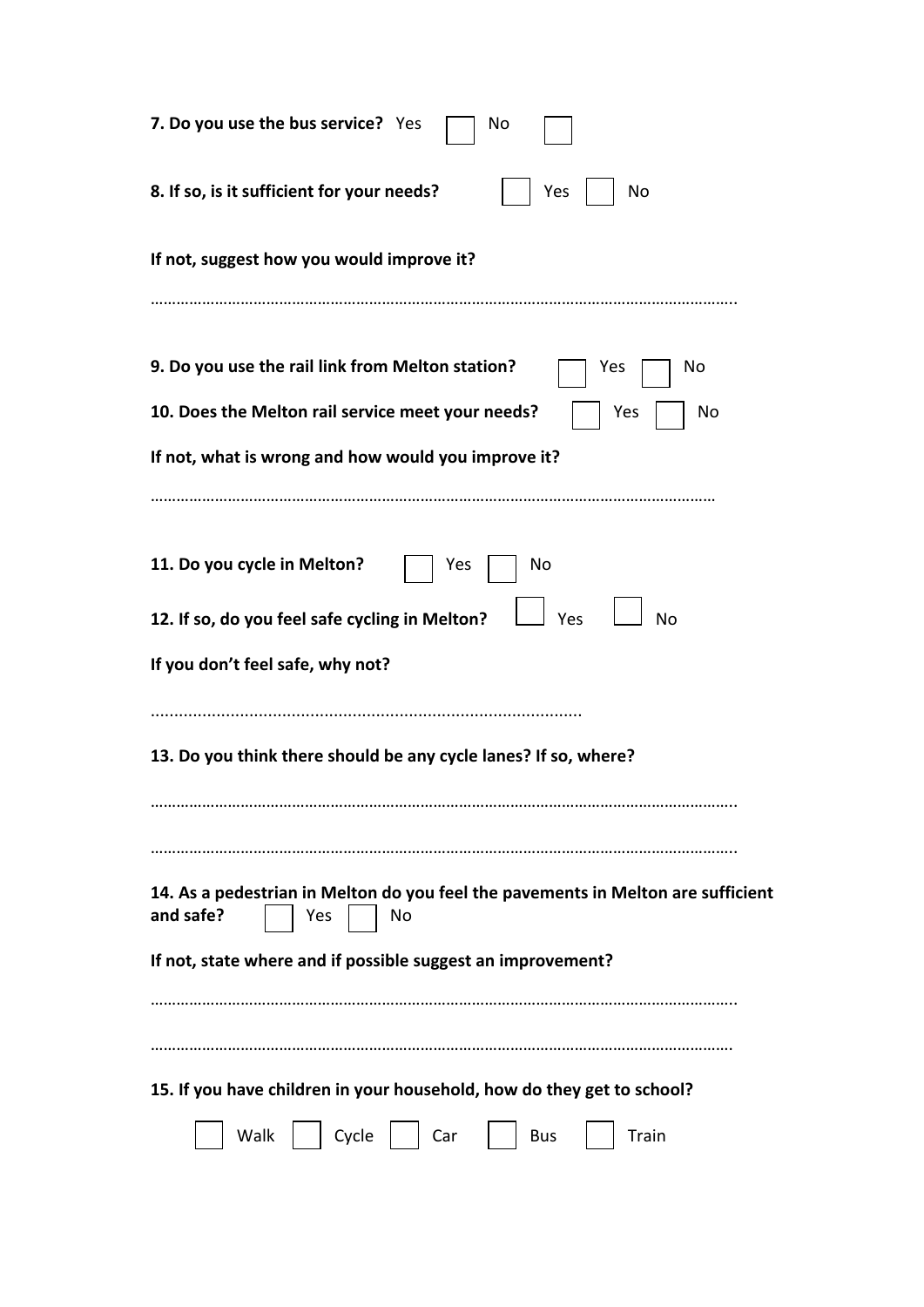**7. Do you use the bus service?** Yes ☐ No ☐

**8. If so, is it sufficient for your needs?** ☐ Yes ☐ No

**If not, suggest how you would improve it?**

………………………………………………………………………………………………………………………..

**9. Do you use the rail link from Melton station?** ☐ Yes ☐ No

**10. Does the Melton rail service meet your needs?** ☐ Yes ☐ No

**If not, what is wrong and how would you improve it?**

……………………………………………………………………………………………………………………

**11. Do you cycle in Melton?** ☐ Yes ☐ No

**12. If so, do you feel safe cycling in Melton?** ☐ Yes ☐ No

**If you don't feel safe, why not?**

...........................................................................................

**13. Do you think there should be any cycle lanes? If so, where?**

………………………………………………………………………………………………………………………..

………………………………………………………………………………………………………………………..

**14. As a pedestrian in Melton do you feel the pavements in Melton are sufficient and safe?** ☐ Yes ☐ No

**If not, state where and if possible suggest an improvement?**

………………………………………………………………………………………………………………………..

……………………………………………………………………………………………………………………….

**15. If you have children in your household, how do they get to school?**

☐ Walk ☐ Cycle ☐ Car ☐ Bus ☐ Train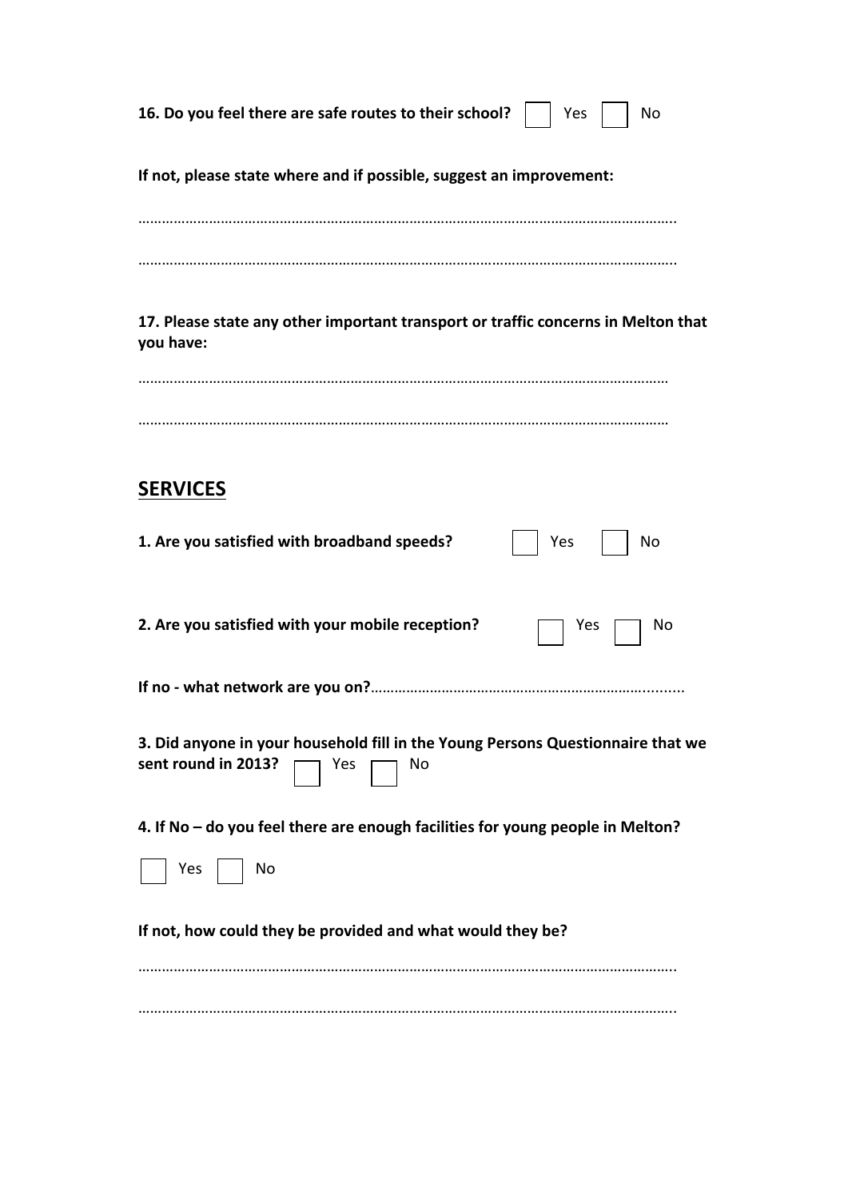**16. Do you feel there are safe routes to their school?** ☐ Yes ☐ No

**If not, please state where and if possible, suggest an improvement:**

…………………………………………………………………………………………………………………..

…………………………………………………………………………………………………………………..

**17. Please state any other important transport or traffic concerns in Melton that you have:**

…………………………………………………………………………………………………………………

…………………………………………………………………………………………………………………

## SERVICES

**1. Are you satisfied with broadband speeds?** ☐ Yes ☐ No

**2. Are you satisfied with your mobile reception?** ☐ Yes ☐ No

**If no - what network are you on?**…………………………………………………………….........

**3. Did anyone in your household fill in the Young Persons Questionnaire that we sent round in 2013?** ☐ Yes ☐ No

**4. If No – do you feel there are enough facilities for young people in Melton?**

☐ Yes ☐ No

**If not, how could they be provided and what would they be?**

…………………………………………………………………………………………………………………..

…………………………………………………………………………………………………………………..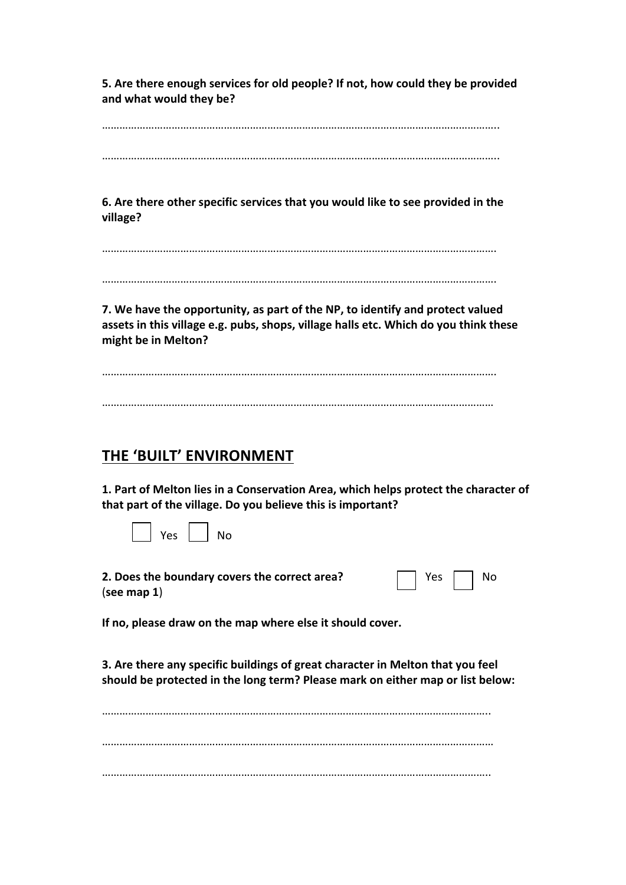**5. Are there enough services for old people? If not, how could they be provided and what would they be?**

……………………………………………………………………………………………………………………..

……………………………………………………………………………………………………………………..

**6. Are there other specific services that you would like to see provided in the village?**

…………………………………………………………………………………………………………………….

…………………………………………………………………………………………………………………….

**7. We have the opportunity, as part of the NP, to identify and protect valued assets in this village e.g. pubs, shops, village halls etc. Which do you think these might be in Melton?**

…………………………………………………………………………………………………………………….

……………………………………………………………………………………………………………………

## THE 'BUILT' ENVIRONMENT

**1. Part of Melton lies in a Conservation Area, which helps protect the character of that part of the village. Do you believe this is important?**

☐ Yes ☐ No

**2. Does the boundary covers the correct area?** ☐ Yes ☐ No
(**see map 1**)

**If no, please draw on the map where else it should cover.**

**3. Are there any specific buildings of great character in Melton that you feel should be protected in the long term? Please mark on either map or list below:**

……………………………………………………………………………………………………………………..

……………………………………………………………………………………………………………………

……………………………………………………………………………………………………………………..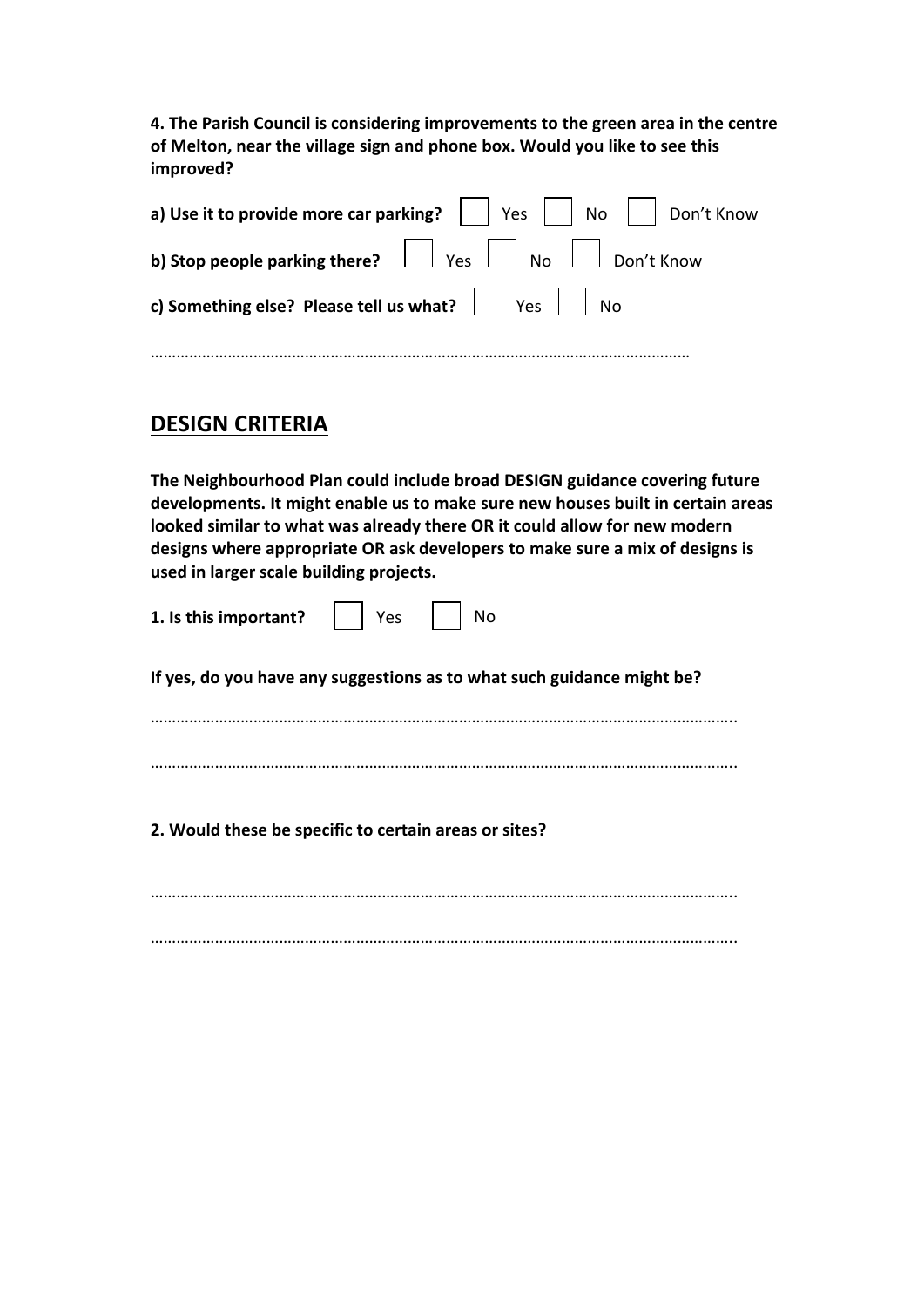**4. The Parish Council is considering improvements to the green area in the centre of Melton, near the village sign and phone box. Would you like to see this improved?**

**a) Use it to provide more car parking?** ☐ Yes ☐ No ☐ Don't Know

**b) Stop people parking there?** ☐ Yes ☐ No ☐ Don't Know

**c) Something else? Please tell us what?** ☐ Yes ☐ No

…………………………………………………………………………………………………………

## DESIGN CRITERIA

**The Neighbourhood Plan could include broad DESIGN guidance covering future developments. It might enable us to make sure new houses built in certain areas looked similar to what was already there OR it could allow for new modern designs where appropriate OR ask developers to make sure a mix of designs is used in larger scale building projects.**

**1. Is this important?** ☐ Yes ☐ No

**If yes, do you have any suggestions as to what such guidance might be?**

…………………………………………………………………………………………………………..

…………………………………………………………………………………………………………..

**2. Would these be specific to certain areas or sites?**

…………………………………………………………………………………………………………..

…………………………………………………………………………………………………………..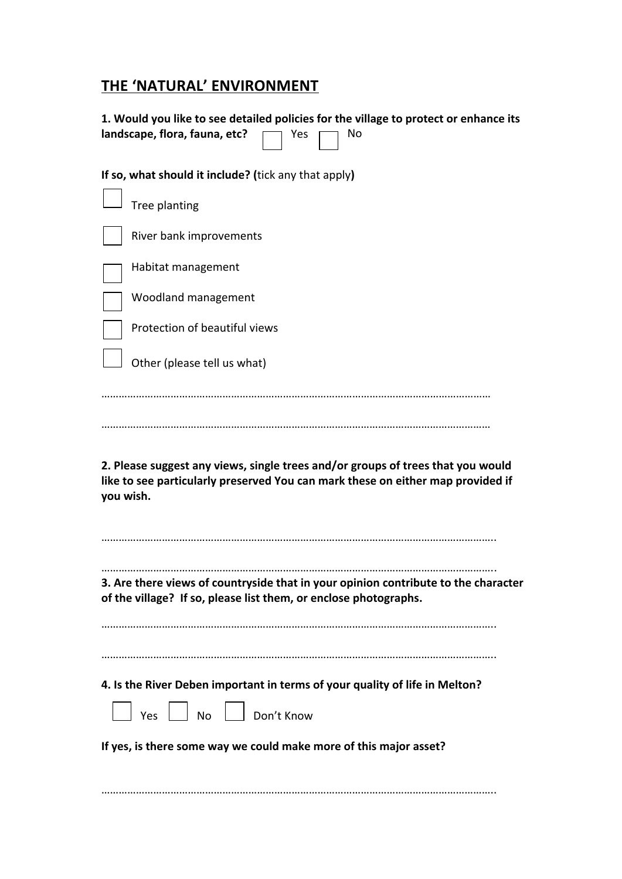## THE 'NATURAL' ENVIRONMENT

**1. Would you like to see detailed policies for the village to protect or enhance its landscape, flora, fauna, etc?** ☐ Yes ☐ No

**If so, what should it include? (**tick any that apply**)**

- ☐ Tree planting
- ☐ River bank improvements
- ☐ Habitat management
- ☐ Woodland management
- ☐ Protection of beautiful views
- ☐ Other (please tell us what)

…………………………………………………………………………………………………………………………

…………………………………………………………………………………………………………………………

**2. Please suggest any views, single trees and/or groups of trees that you would like to see particularly preserved You can mark these on either map provided if you wish.**

…………………………………………………………………………………………………………………………..

…………………………………………………………………………………………………………………………..

**3. Are there views of countryside that in your opinion contribute to the character of the village? If so, please list them, or enclose photographs.**

…………………………………………………………………………………………………………………………..

…………………………………………………………………………………………………………………………..

**4. Is the River Deben important in terms of your quality of life in Melton?**

☐ Yes ☐ No ☐ Don't Know

**If yes, is there some way we could make more of this major asset?**

…………………………………………………………………………………………………………………………..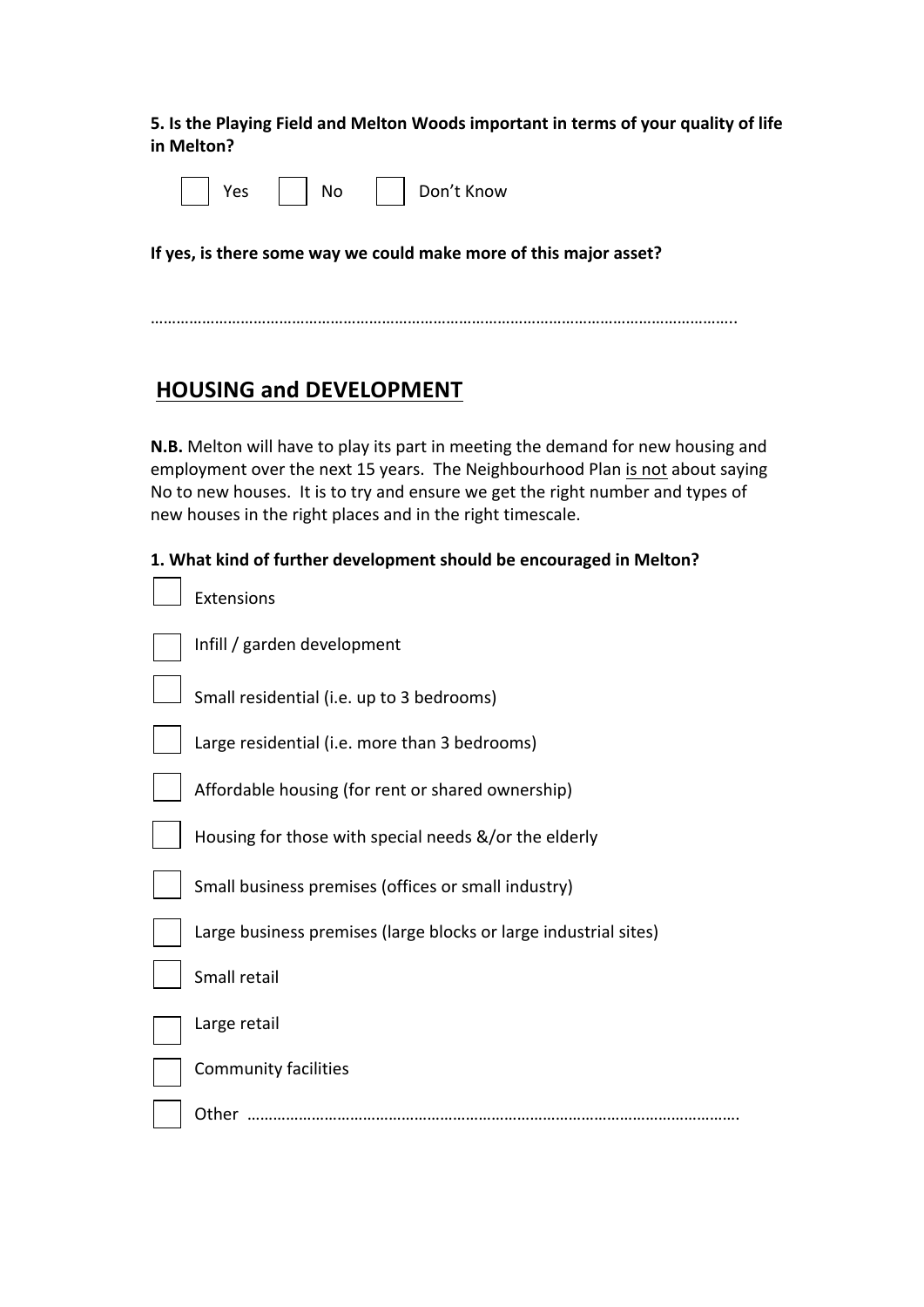**5. Is the Playing Field and Melton Woods important in terms of your quality of life in Melton?**

☐ Yes ☐ No ☐ Don't Know

**If yes, is there some way we could make more of this major asset?**

……………………………………………………………………………………………………………………..

## HOSPITAL and DEVELOPMENT

**N.B.** Melton will have to play its part in meeting the demand for new housing and employment over the next 15 years. The Neighbourhood Plan is not about saying No to new houses. It is to try and ensure we get the right number and types of new houses in the right places and in the right timescale.

**1. What kind of further development should be encouraged in Melton?**

☐ Extensions

☐ Infill / garden development

☐ Small residential (i.e. up to 3 bedrooms)

☐ Large residential (i.e. more than 3 bedrooms)

☐ Affordable housing (for rent or shared ownership)

☐ Housing for those with special needs &/or the elderly

☐ Small business premises (offices or small industry)

☐ Large business premises (large blocks or large industrial sites)

☐ Small retail

☐ Large retail

☐ Community facilities

☐ Other …………………………………………………………………………………………………….

**5. Is the Playing Field and Melton Woods important in terms of your quality of life in Melton?**

☐ Yes ☐ No ☐ Don't Know

**If yes, is there some way we could make more of this major asset?**

……………………………………………………………………………………………………………………..

## HOUSING and DEVELOPMENT

**N.B.** Melton will have to play its part in meeting the demand for new housing and employment over the next 15 years. The Neighbourhood Plan is not about saying No to new houses. It is to try and ensure we get the right number and types of new houses in the right places and in the right timescale.

**1. What kind of further development should be encouraged in Melton?**

☐ Extensions

☐ Infill / garden development

☐ Small residential (i.e. up to 3 bedrooms)

☐ Large residential (i.e. more than 3 bedrooms)

☐ Affordable housing (for rent or shared ownership)

☐ Housing for those with special needs &/or the elderly

☐ Small business premises (offices or small industry)

☐ Large business premises (large blocks or large industrial sites)

☐ Small retail

☐ Large retail

☐ Community facilities

☐ Other …………………………………………………………………………………………………….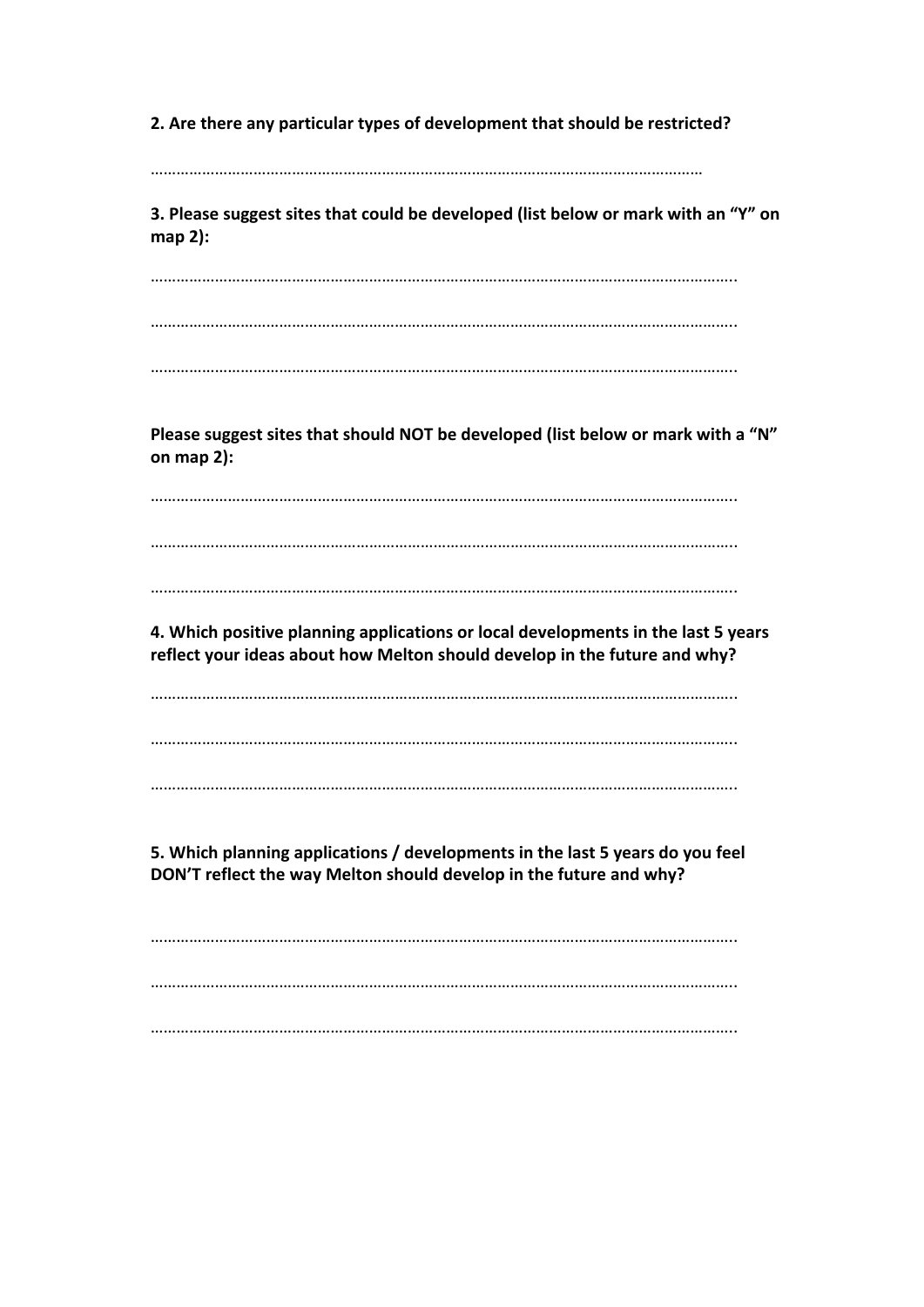**2. Are there any particular types of development that should be restricted?**

……………………………………………………………………………………………………………

**3. Please suggest sites that could be developed (list below or mark with an "Y" on map 2):**

…………………………………………………………………………………………………………………..

…………………………………………………………………………………………………………………..

…………………………………………………………………………………………………………………..

**Please suggest sites that should NOT be developed (list below or mark with a "N" on map 2):**

…………………………………………………………………………………………………………………..

…………………………………………………………………………………………………………………..

…………………………………………………………………………………………………………………..

**4. Which positive planning applications or local developments in the last 5 years reflect your ideas about how Melton should develop in the future and why?**

…………………………………………………………………………………………………………………..

…………………………………………………………………………………………………………………..

…………………………………………………………………………………………………………………..

**5. Which planning applications / developments in the last 5 years do you feel DON'T reflect the way Melton should develop in the future and why?**

…………………………………………………………………………………………………………………..

…………………………………………………………………………………………………………………..

…………………………………………………………………………………………………………………..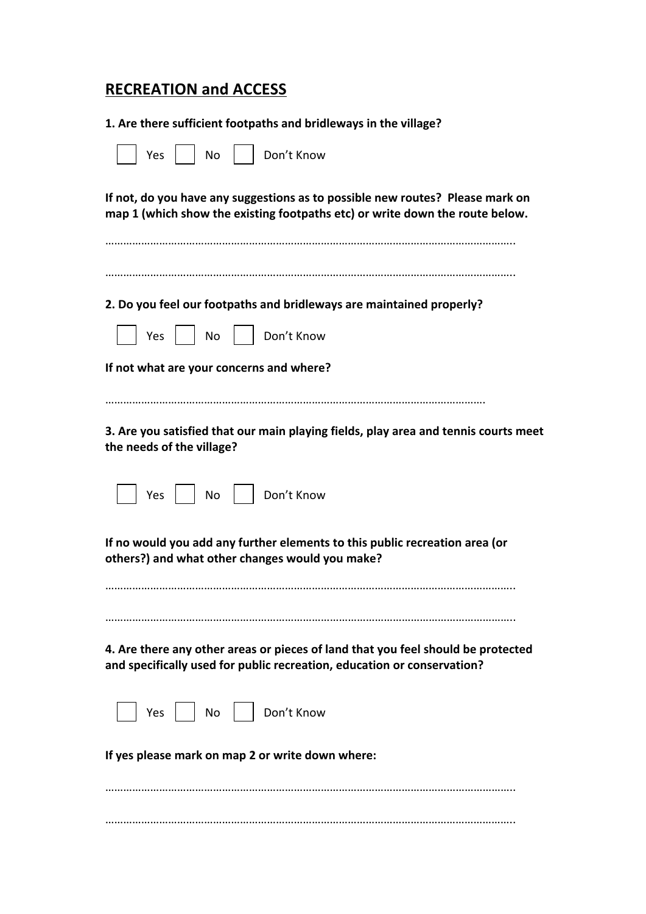## RECREATION and ACCESS

**1. Are there sufficient footpaths and bridleways in the village?**

☐ Yes ☐ No ☐ Don't Know

**If not, do you have any suggestions as to possible new routes? Please mark on map 1 (which show the existing footpaths etc) or write down the route below.**

…………………………………………………………………………………………………………………..

…………………………………………………………………………………………………………………..

**2. Do you feel our footpaths and bridleways are maintained properly?**

☐ Yes ☐ No ☐ Don't Know

**If not what are your concerns and where?**

……………………………………………………………………………………………………………….

**3. Are you satisfied that our main playing fields, play area and tennis courts meet the needs of the village?**

☐ Yes ☐ No ☐ Don't Know

**If no would you add any further elements to this public recreation area (or others?) and what other changes would you make?**

…………………………………………………………………………………………………………………..

…………………………………………………………………………………………………………………..

**4. Are there any other areas or pieces of land that you feel should be protected and specifically used for public recreation, education or conservation?**

☐ Yes ☐ No ☐ Don't Know

**If yes please mark on map 2 or write down where:**

…………………………………………………………………………………………………………………..

…………………………………………………………………………………………………………………..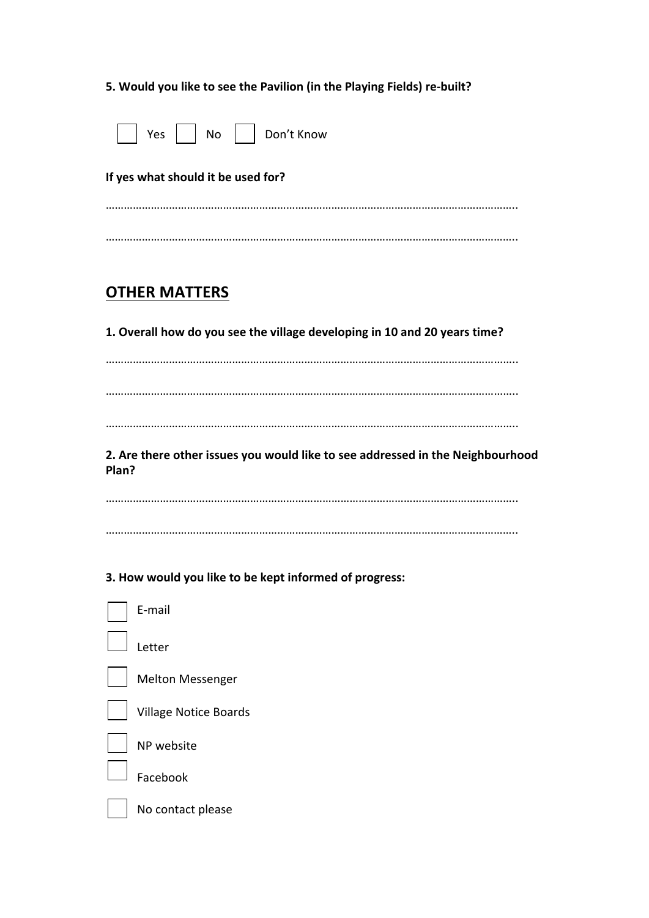**5. Would you like to see the Pavilion (in the Playing Fields) re-built?**

☐ Yes ☐ No ☐ Don't Know

**If yes what should it be used for?**

………………………………………………………………………………………………………………………..

………………………………………………………………………………………………………………………..

## OTHER MATTERS

**1. Overall how do you see the village developing in 10 and 20 years time?**

………………………………………………………………………………………………………………………..

………………………………………………………………………………………………………………………..

………………………………………………………………………………………………………………………..

**2. Are there other issues you would like to see addressed in the Neighbourhood Plan?**

………………………………………………………………………………………………………………………..

………………………………………………………………………………………………………………………..

**3. How would you like to be kept informed of progress:**

☐ E-mail

☐ Letter

☐ Melton Messenger

☐ Village Notice Boards

☐ NP website

☐ Facebook

☐ No contact please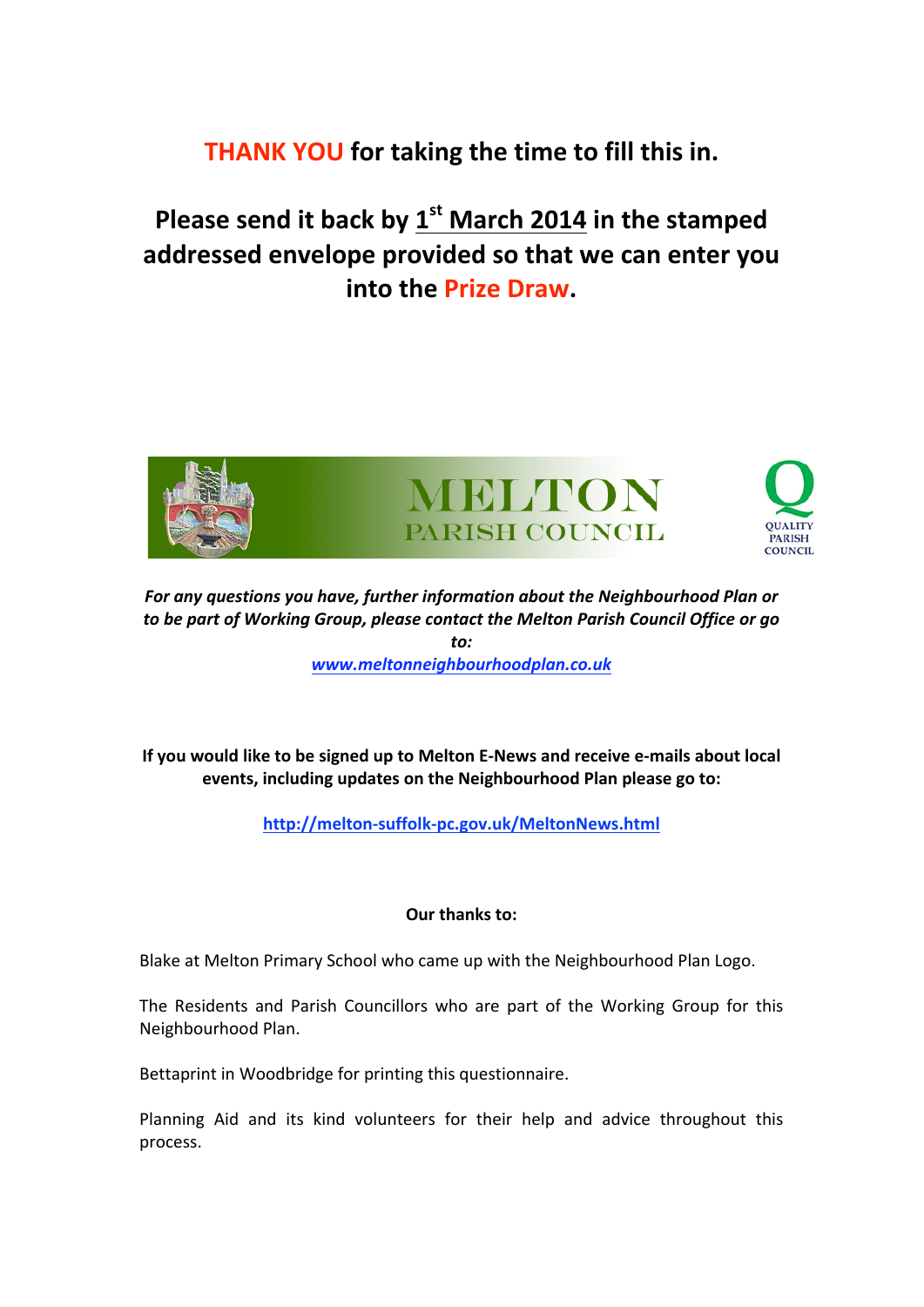**THANK YOU for taking the time to fill this in.**

**Please send it back by 1st March 2014 in the stamped addressed envelope provided so that we can enter you into the Prize Draw.**

MELTON
PARISH COUNCIL

QUALITY PARISH COUNCIL

***For any questions you have, further information about the Neighbourhood Plan or to be part of Working Group, please contact the Melton Parish Council Office or go to:***

***www.meltonneighbourhoodplan.co.uk***

**If you would like to be signed up to Melton E-News and receive e-mails about local events, including updates on the Neighbourhood Plan please go to:**

**http://melton-suffolk-pc.gov.uk/MeltonNews.html**

**Our thanks to:**

Blake at Melton Primary School who came up with the Neighbourhood Plan Logo.

The Residents and Parish Councillors who are part of the Working Group for this Neighbourhood Plan.

Bettaprint in Woodbridge for printing this questionnaire.

Planning Aid and its kind volunteers for their help and advice throughout this process.